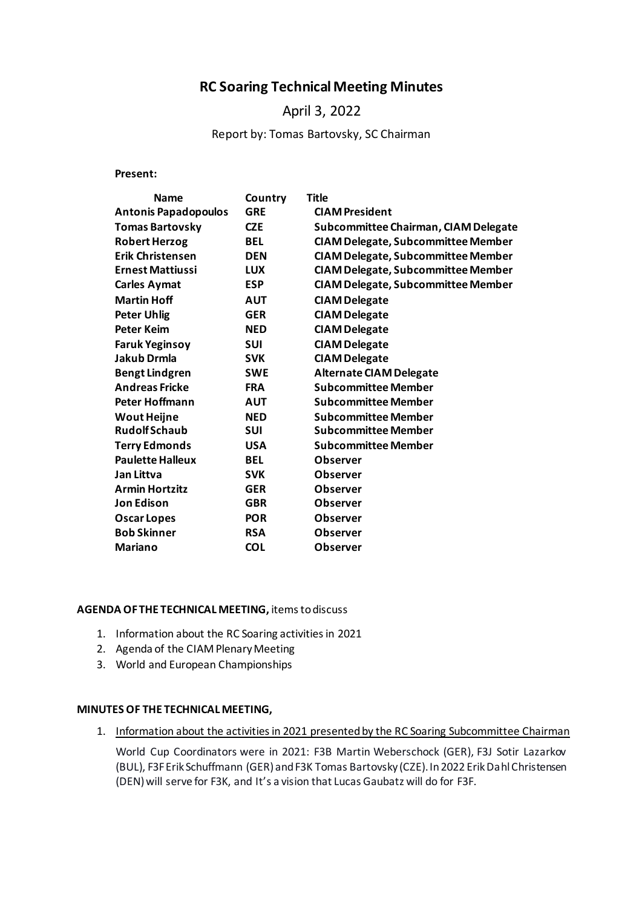# RC Soaring Technical Meeting Minutes

April 3, 2022

Report by: Tomas Bartovsky, SC Chairman

**Present:**

| Name | Country | Title |
|---|---|---|
| **Antonis Papadopoulos** | **GRE** | **CIAM President** |
| **Tomas Bartovsky** | **CZE** | **Subcommittee Chairman, CIAM Delegate** |
| **Robert Herzog** | **BEL** | **CIAM Delegate, Subcommittee Member** |
| **Erik Christensen** | **DEN** | **CIAM Delegate, Subcommittee Member** |
| **Ernest Mattiussi** | **LUX** | **CIAM Delegate, Subcommittee Member** |
| **Carles Aymat** | **ESP** | **CIAM Delegate, Subcommittee Member** |
| **Martin Hoff** | **AUT** | **CIAM Delegate** |
| **Peter Uhlig** | **GER** | **CIAM Delegate** |
| **Peter Keim** | **NED** | **CIAM Delegate** |
| **Faruk Yeginsoy** | **SUI** | **CIAM Delegate** |
| **Jakub Drmla** | **SVK** | **CIAM Delegate** |
| **Bengt Lindgren** | **SWE** | **Alternate CIAM Delegate** |
| **Andreas Fricke** | **FRA** | **Subcommittee Member** |
| **Peter Hoffmann** | **AUT** | **Subcommittee Member** |
| **Wout Heijne** | **NED** | **Subcommittee Member** |
| **Rudolf Schaub** | **SUI** | **Subcommittee Member** |
| **Terry Edmonds** | **USA** | **Subcommittee Member** |
| **Paulette Halleux** | **BEL** | **Observer** |
| **Jan Littva** | **SVK** | **Observer** |
| **Armin Hortzitz** | **GER** | **Observer** |
| **Jon Edison** | **GBR** | **Observer** |
| **Oscar Lopes** | **POR** | **Observer** |
| **Bob Skinner** | **RSA** | **Observer** |
| **Mariano** | **COL** | **Observer** |

**AGENDA OF THE TECHNICAL MEETING,** items to discuss

1. Information about the RC Soaring activities in 2021
2. Agenda of the CIAM Plenary Meeting
3. World and European Championships

**MINUTES OF THE TECHNICAL MEETING,**

1. Information about the activities in 2021 presented by the RC Soaring Subcommittee Chairman

   World Cup Coordinators were in 2021: F3B Martin Weberschock (GER), F3J Sotir Lazarkov (BUL), F3F Erik Schuffmann (GER) and F3K Tomas Bartovsky (CZE). In 2022 Erik Dahl Christensen (DEN) will serve for F3K, and It's a vision that Lucas Gaubatz will do for F3F.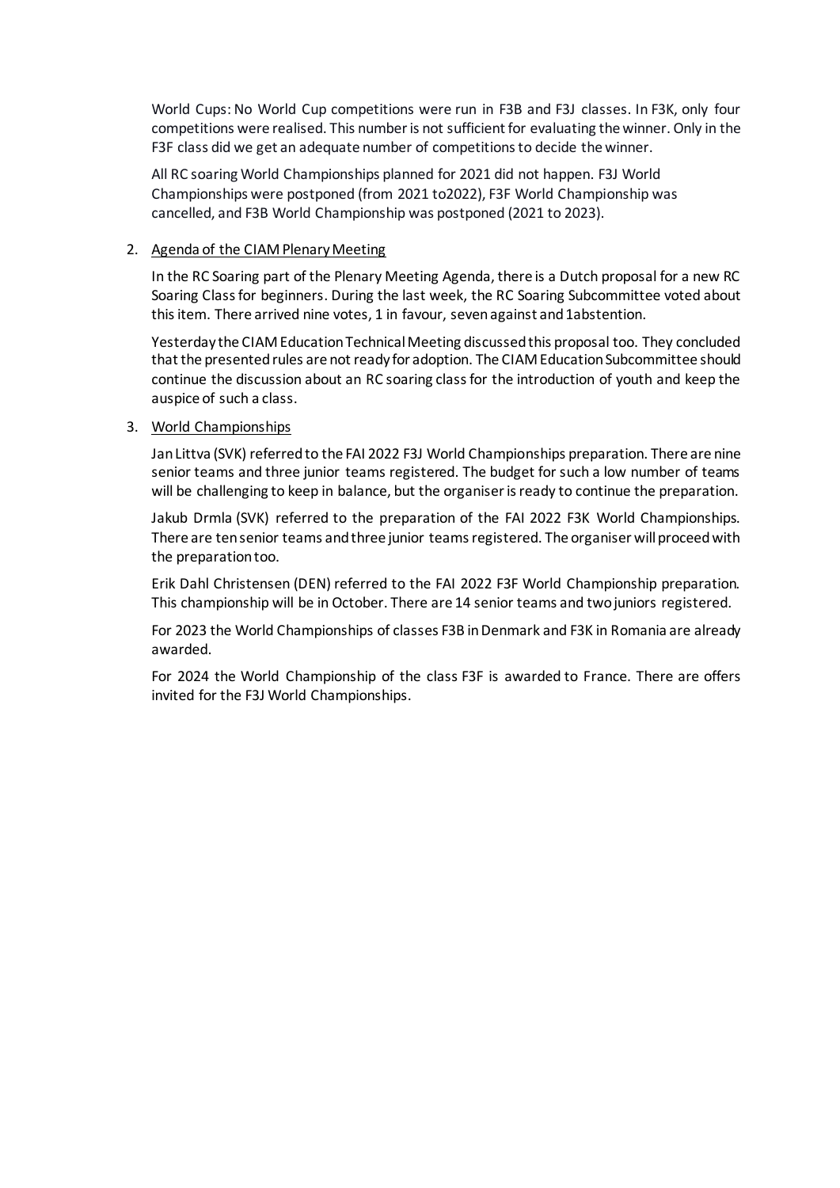World Cups: No World Cup competitions were run in F3B and F3J classes. In F3K, only four competitions were realised. This number is not sufficient for evaluating the winner. Only in the F3F class did we get an adequate number of competitions to decide the winner.

All RC soaring World Championships planned for 2021 did not happen. F3J World Championships were postponed (from 2021 to2022), F3F World Championship was cancelled, and F3B World Championship was postponed (2021 to 2023).

2. Agenda of the CIAM Plenary Meeting

   In the RC Soaring part of the Plenary Meeting Agenda, there is a Dutch proposal for a new RC Soaring Class for beginners. During the last week, the RC Soaring Subcommittee voted about this item. There arrived nine votes, 1 in favour, seven against and 1abstention.

   Yesterday the CIAM Education Technical Meeting discussed this proposal too. They concluded that the presented rules are not ready for adoption. The CIAM Education Subcommittee should continue the discussion about an RC soaring class for the introduction of youth and keep the auspice of such a class.

3. World Championships

   Jan Littva (SVK) referred to the FAI 2022 F3J World Championships preparation. There are nine senior teams and three junior teams registered. The budget for such a low number of teams will be challenging to keep in balance, but the organiser is ready to continue the preparation.

   Jakub Drmla (SVK) referred to the preparation of the FAI 2022 F3K World Championships. There are ten senior teams and three junior teams registered. The organiser will proceed with the preparation too.

   Erik Dahl Christensen (DEN) referred to the FAI 2022 F3F World Championship preparation. This championship will be in October. There are 14 senior teams and two juniors registered.

   For 2023 the World Championships of classes F3B in Denmark and F3K in Romania are already awarded.

   For 2024 the World Championship of the class F3F is awarded to France. There are offers invited for the F3J World Championships.